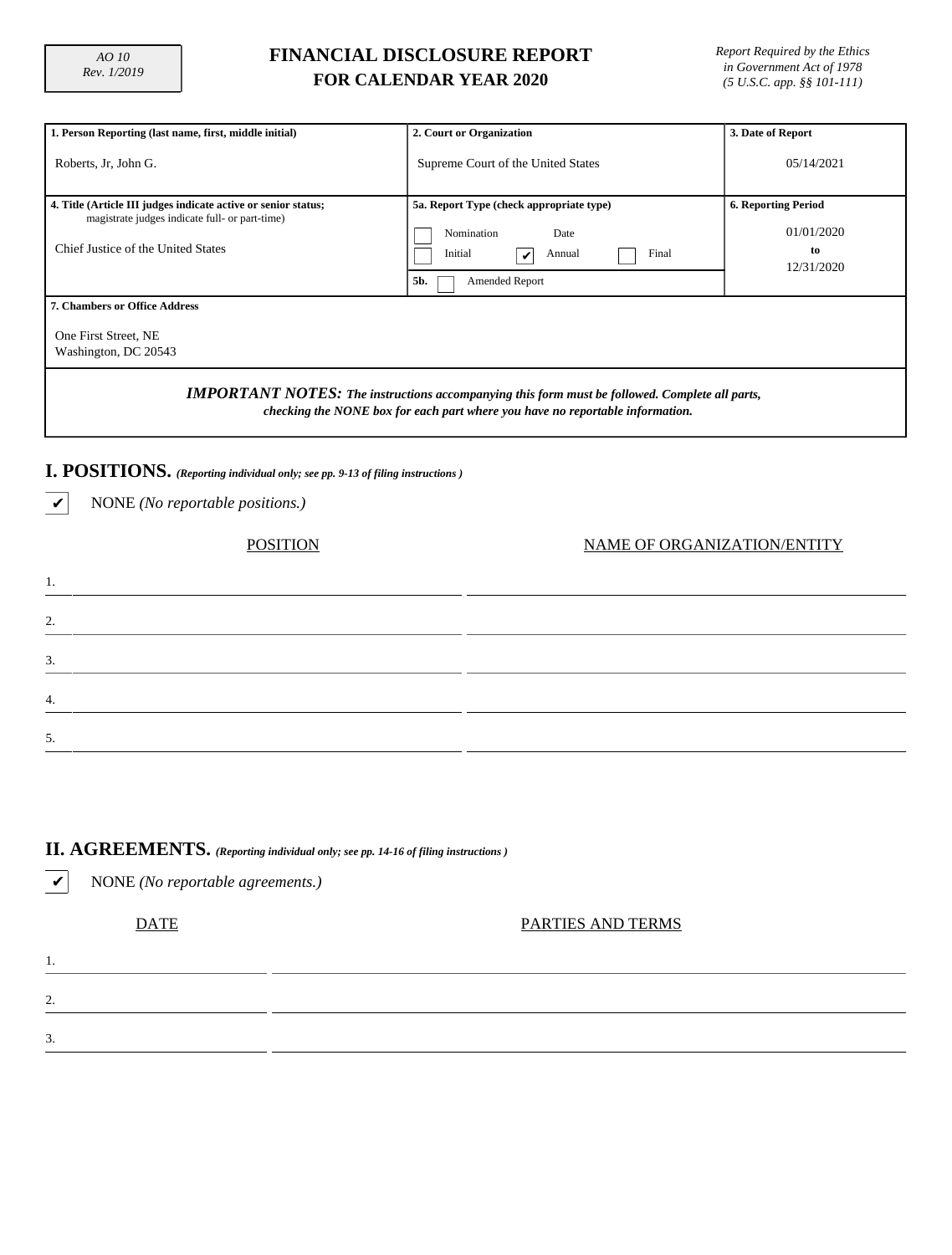AO 10
Rev. 1/2019

# FINANCIAL DISCLOSURE REPORT
## FOR CALENDAR YEAR 2020

*Report Required by the Ethics in Government Act of 1978 (5 U.S.C. app. §§ 101-111)*

| 1. Person Reporting (last name, first, middle initial) | 2. Court or Organization | 3. Date of Report |
|---|---|---|
| Roberts, Jr, John G. | Supreme Court of the United States | 05/14/2021 |
| **4. Title (Article III judges indicate active or senior status; magistrate judges indicate full- or part-time)** | **5a. Report Type (check appropriate type)** | **6. Reporting Period** |
| Chief Justice of the United States | ☐ Nomination Date<br>☐ Initial ☑ Annual ☐ Final<br>5b. ☐ Amended Report | 01/01/2020 to 12/31/2020 |
| **7. Chambers or Office Address** | | |
| One First Street, NE<br>Washington, DC 20543 | | |

***IMPORTANT NOTES:*** ***The instructions accompanying this form must be followed. Complete all parts, checking the NONE box for each part where you have no reportable information.***

## I. POSITIONS. *(Reporting individual only; see pp. 9-13 of filing instructions )*

☑ NONE *(No reportable positions.)*

| | POSITION | NAME OF ORGANIZATION/ENTITY |
|---|---|---|
| 1. | | |
| 2. | | |
| 3. | | |
| 4. | | |
| 5. | | |

## II. AGREEMENTS. *(Reporting individual only; see pp. 14-16 of filing instructions )*

☑ NONE *(No reportable agreements.)*

| | DATE | PARTIES AND TERMS |
|---|---|---|
| 1. | | |
| 2. | | |
| 3. | | |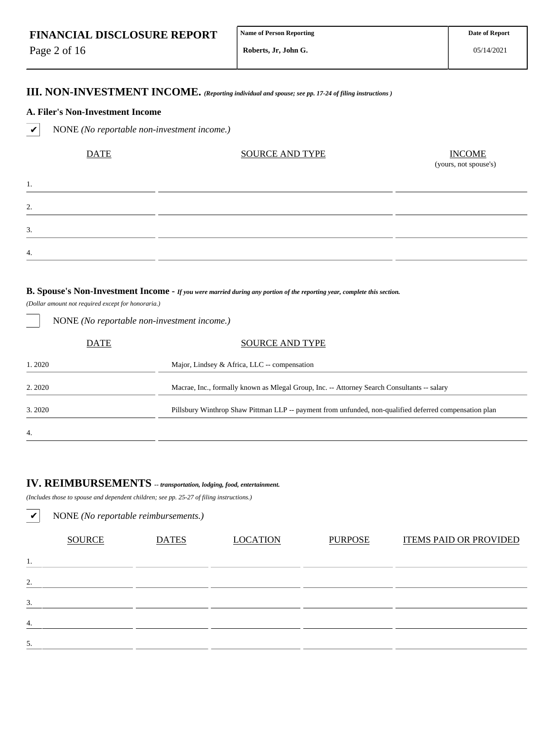| FINANCIAL DISCLOSURE REPORT | Name of Person Reporting | Date of Report |
|---|---|---|
| | Roberts, Jr, John G. | 05/14/2021 |

## III. NON-INVESTMENT INCOME. *(Reporting individual and spouse; see pp. 17-24 of filing instructions )*

### A. Filer's Non-Investment Income

✔ NONE *(No reportable non-investment income.)*

| | DATE | SOURCE AND TYPE | INCOME (yours, not spouse's) |
|---|---|---|---|
| 1. | | | |
| 2. | | | |
| 3. | | | |
| 4. | | | |

### B. Spouse's Non-Investment Income - *If you were married during any portion of the reporting year, complete this section.*

*(Dollar amount not required except for honoraria.)*

☐ NONE *(No reportable non-investment income.)*

| | DATE | SOURCE AND TYPE |
|---|---|---|
| 1. | 2020 | Major, Lindsey & Africa, LLC -- compensation |
| 2. | 2020 | Macrae, Inc., formally known as Mlegal Group, Inc. -- Attorney Search Consultants -- salary |
| 3. | 2020 | Pillsbury Winthrop Shaw Pittman LLP -- payment from unfunded, non-qualified deferred compensation plan |
| 4. | | |

## IV. REIMBURSEMENTS -- *transportation, lodging, food, entertainment.*

*(Includes those to spouse and dependent children; see pp. 25-27 of filing instructions.)*

✔ NONE *(No reportable reimbursements.)*

| | SOURCE | DATES | LOCATION | PURPOSE | ITEMS PAID OR PROVIDED |
|---|---|---|---|---|---|
| 1. | | | | | |
| 2. | | | | | |
| 3. | | | | | |
| 4. | | | | | |
| 5. | | | | | |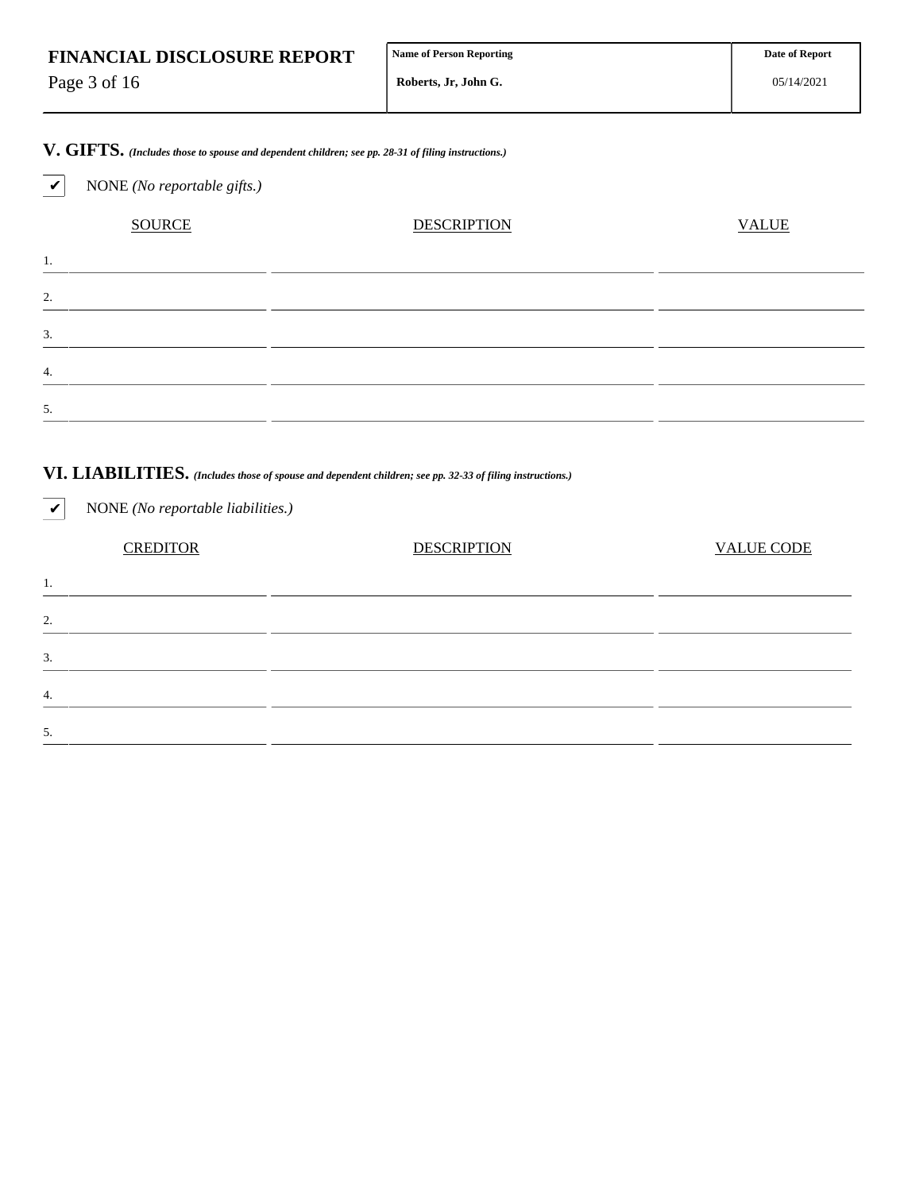## V. GIFTS. *(Includes those to spouse and dependent children; see pp. 28-31 of filing instructions.)*

✔ NONE *(No reportable gifts.)*

| | SOURCE | DESCRIPTION | VALUE |
|---|---|---|---|
| 1. | | | |
| 2. | | | |
| 3. | | | |
| 4. | | | |
| 5. | | | |

## VI. LIABILITIES. *(Includes those of spouse and dependent children; see pp. 32-33 of filing instructions.)*

✔ NONE *(No reportable liabilities.)*

| | CREDITOR | DESCRIPTION | VALUE CODE |
|---|---|---|---|
| 1. | | | |
| 2. | | | |
| 3. | | | |
| 4. | | | |
| 5. | | | |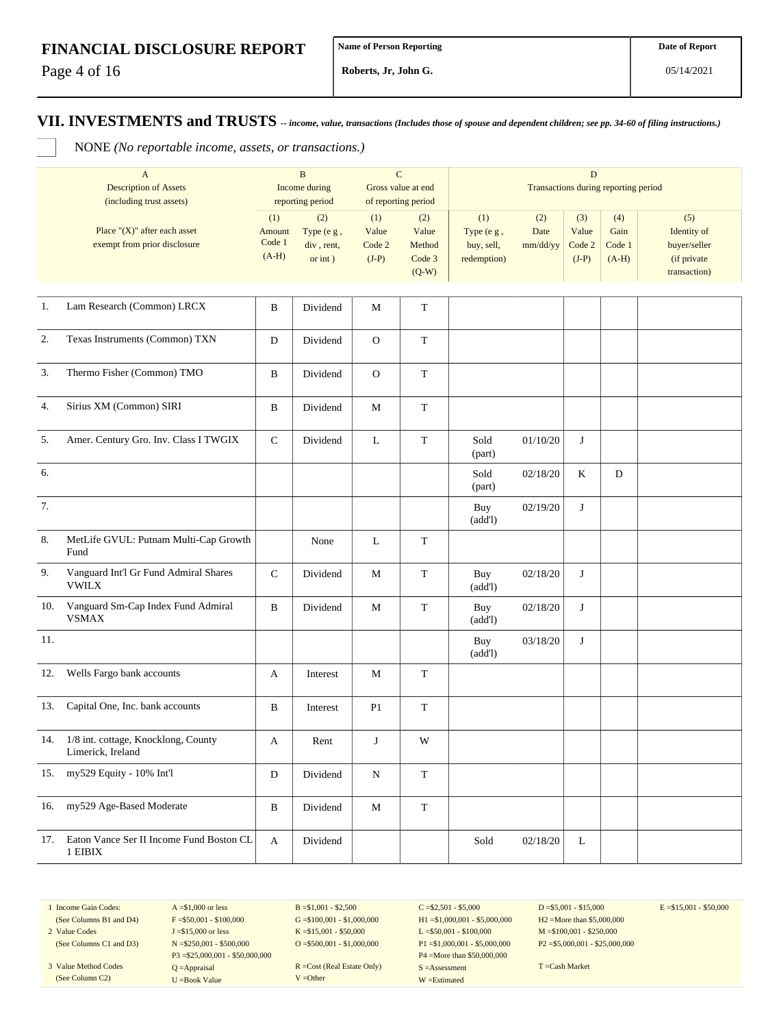**FINANCIAL DISCLOSURE REPORT**

| Name of Person Reporting | Date of Report |
|---|---|
| Roberts, Jr, John G. | 05/14/2021 |

## VII. INVESTMENTS and TRUSTS *-- income, value, transactions (Includes those of spouse and dependent children; see pp. 34-60 of filing instructions.)*

☐ NONE *(No reportable income, assets, or transactions.)*

| | A<br>Description of Assets<br>(including trust assets) | B<br>Income during<br>reporting period | | C<br>Gross value at end<br>of reporting period | | D<br>Transactions during reporting period | | | | |
|---|---|---|---|---|---|---|---|---|---|---|
| | Place "(X)" after each asset<br>exempt from prior disclosure | (1)<br>Amount<br>Code 1<br>(A-H) | (2)<br>Type (e g ,<br>div , rent,<br>or int ) | (1)<br>Value<br>Code 2<br>(J-P) | (2)<br>Value<br>Method<br>Code 3<br>(Q-W) | (1)<br>Type (e g ,<br>buy, sell,<br>redemption) | (2)<br>Date<br>mm/dd/yy | (3)<br>Value<br>Code 2<br>(J-P) | (4)<br>Gain<br>Code 1<br>(A-H) | (5)<br>Identity of<br>buyer/seller<br>(if private<br>transaction) |
| 1. | Lam Research (Common) LRCX | B | Dividend | M | T | | | | | |
| 2. | Texas Instruments (Common) TXN | D | Dividend | O | T | | | | | |
| 3. | Thermo Fisher (Common) TMO | B | Dividend | O | T | | | | | |
| 4. | Sirius XM (Common) SIRI | B | Dividend | M | T | | | | | |
| 5. | Amer. Century Gro. Inv. Class I TWGIX | C | Dividend | L | T | Sold (part) | 01/10/20 | J | | |
| 6. | | | | | | Sold (part) | 02/18/20 | K | D | |
| 7. | | | | | | Buy (add'l) | 02/19/20 | J | | |
| 8. | MetLife GVUL: Putnam Multi-Cap Growth Fund | | None | L | T | | | | | |
| 9. | Vanguard Int'l Gr Fund Admiral Shares VWILX | C | Dividend | M | T | Buy (add'l) | 02/18/20 | J | | |
| 10. | Vanguard Sm-Cap Index Fund Admiral VSMAX | B | Dividend | M | T | Buy (add'l) | 02/18/20 | J | | |
| 11. | | | | | | Buy (add'l) | 03/18/20 | J | | |
| 12. | Wells Fargo bank accounts | A | Interest | M | T | | | | | |
| 13. | Capital One, Inc. bank accounts | B | Interest | P1 | T | | | | | |
| 14. | 1/8 int. cottage, Knocklong, County Limerick, Ireland | A | Rent | J | W | | | | | |
| 15. | my529 Equity - 10% Int'l | D | Dividend | N | T | | | | | |
| 16. | my529 Age-Based Moderate | B | Dividend | M | T | | | | | |
| 17. | Eaton Vance Ser II Income Fund Boston CL 1 EIBIX | A | Dividend | | | Sold | 02/18/20 | L | | |

| | | | | | |
|---|---|---|---|---|---|
| 1 Income Gain Codes:<br>(See Columns B1 and D4) | A =$1,000 or less<br>F =$50,001 - $100,000 | B =$1,001 - $2,500<br>G =$100,001 - $1,000,000 | C =$2,501 - $5,000<br>H1 =$1,000,001 - $5,000,000 | D =$5,001 - $15,000<br>H2 =More than $5,000,000 | E =$15,001 - $50,000 |
| 2 Value Codes<br>(See Columns C1 and D3) | J =$15,000 or less<br>N =$250,001 - $500,000<br>P3 =$25,000,001 - $50,000,000 | K =$15,001 - $50,000<br>O =$500,001 - $1,000,000 | L =$50,001 - $100,000<br>P1 =$1,000,001 - $5,000,000<br>P4 =More than $50,000,000 | M =$100,001 - $250,000<br>P2 =$5,000,001 - $25,000,000 | |
| 3 Value Method Codes<br>(See Column C2) | Q =Appraisal<br>U =Book Value | R =Cost (Real Estate Only)<br>V =Other | S =Assessment<br>W =Estimated | T =Cash Market | |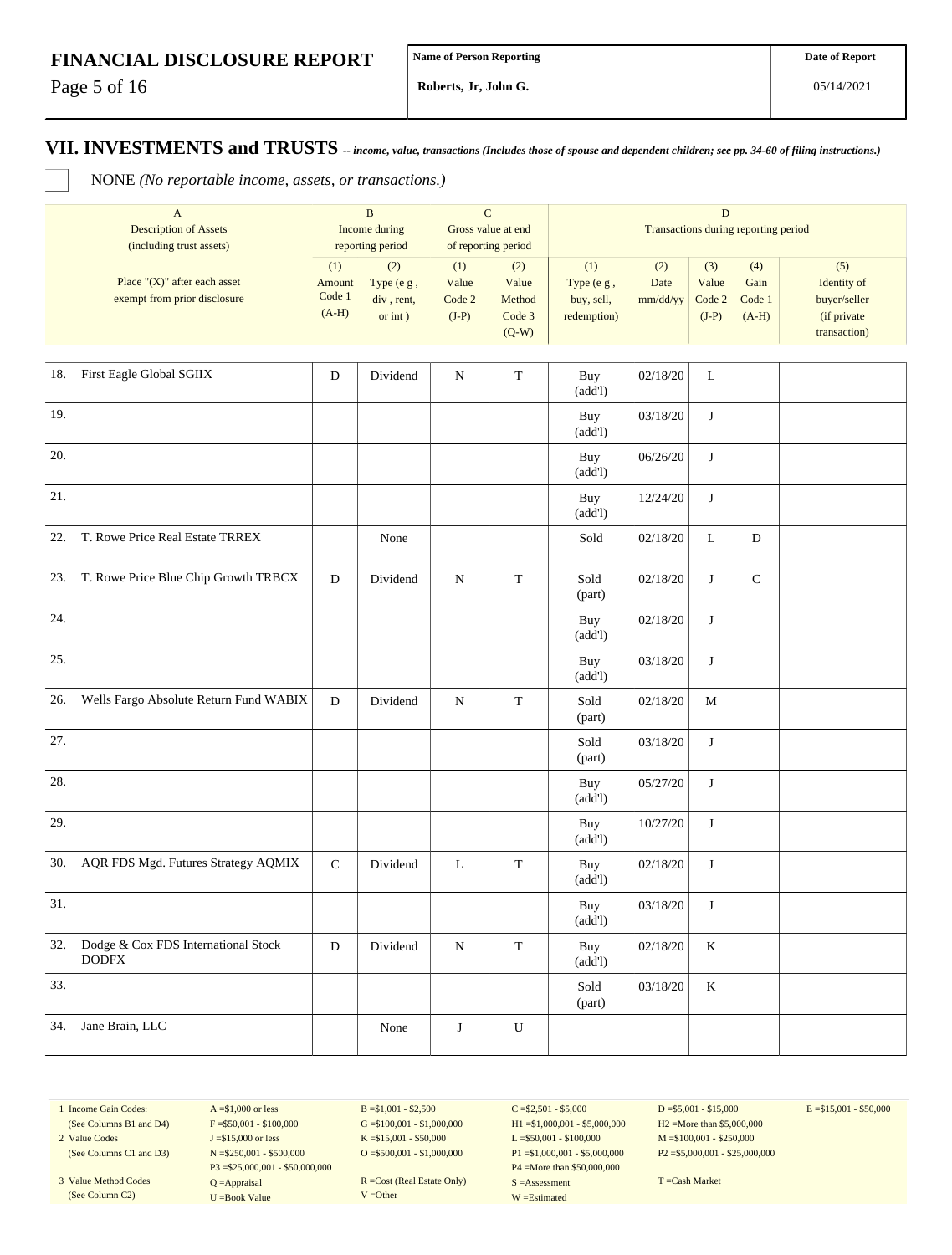## VII. INVESTMENTS and TRUSTS
*-- income, value, transactions (Includes those of spouse and dependent children; see pp. 34-60 of filing instructions.)*

☐ NONE *(No reportable income, assets, or transactions.)*

| | A<br>Description of Assets<br>(including trust assets) | B<br>Income during reporting period | | C<br>Gross value at end of reporting period | | D<br>Transactions during reporting period | | | | |
|---|---|---|---|---|---|---|---|---|---|---|
| | Place "(X)" after each asset exempt from prior disclosure | (1)<br>Amount Code 1<br>(A-H) | (2)<br>Type (e g , div , rent, or int ) | (1)<br>Value Code 2<br>(J-P) | (2)<br>Value Method Code 3<br>(Q-W) | (1)<br>Type (e g , buy, sell, redemption) | (2)<br>Date mm/dd/yy | (3)<br>Value Code 2<br>(J-P) | (4)<br>Gain Code 1<br>(A-H) | (5)<br>Identity of buyer/seller (if private transaction) |
| 18. | First Eagle Global SGIIX | D | Dividend | N | T | Buy (add'l) | 02/18/20 | L | | |
| 19. | | | | | | Buy (add'l) | 03/18/20 | J | | |
| 20. | | | | | | Buy (add'l) | 06/26/20 | J | | |
| 21. | | | | | | Buy (add'l) | 12/24/20 | J | | |
| 22. | T. Rowe Price Real Estate TRREX | | None | | | Sold | 02/18/20 | L | D | |
| 23. | T. Rowe Price Blue Chip Growth TRBCX | D | Dividend | N | T | Sold (part) | 02/18/20 | J | C | |
| 24. | | | | | | Buy (add'l) | 02/18/20 | J | | |
| 25. | | | | | | Buy (add'l) | 03/18/20 | J | | |
| 26. | Wells Fargo Absolute Return Fund WABIX | D | Dividend | N | T | Sold (part) | 02/18/20 | M | | |
| 27. | | | | | | Sold (part) | 03/18/20 | J | | |
| 28. | | | | | | Buy (add'l) | 05/27/20 | J | | |
| 29. | | | | | | Buy (add'l) | 10/27/20 | J | | |
| 30. | AQR FDS Mgd. Futures Strategy AQMIX | C | Dividend | L | T | Buy (add'l) | 02/18/20 | J | | |
| 31. | | | | | | Buy (add'l) | 03/18/20 | J | | |
| 32. | Dodge & Cox FDS International Stock DODFX | D | Dividend | N | T | Buy (add'l) | 02/18/20 | K | | |
| 33. | | | | | | Sold (part) | 03/18/20 | K | | |
| 34. | Jane Brain, LLC | | None | J | U | | | | | |

| | | | | | |
|---|---|---|---|---|---|
| 1 Income Gain Codes: (See Columns B1 and D4) | A =$1,000 or less<br>F =$50,001 - $100,000 | B =$1,001 - $2,500<br>G =$100,001 - $1,000,000 | C =$2,501 - $5,000<br>H1 =$1,000,001 - $5,000,000 | D =$5,001 - $15,000<br>H2 =More than $5,000,000 | E =$15,001 - $50,000 |
| 2 Value Codes (See Columns C1 and D3) | J =$15,000 or less<br>N =$250,001 - $500,000<br>P3 =$25,000,001 - $50,000,000 | K =$15,001 - $50,000<br>O =$500,001 - $1,000,000 | L =$50,001 - $100,000<br>P1 =$1,000,001 - $5,000,000<br>P4 =More than $50,000,000 | M =$100,001 - $250,000<br>P2 =$5,000,001 - $25,000,000 | |
| 3 Value Method Codes (See Column C2) | Q =Appraisal<br>U =Book Value | R =Cost (Real Estate Only)<br>V =Other | S =Assessment<br>W =Estimated | T =Cash Market | |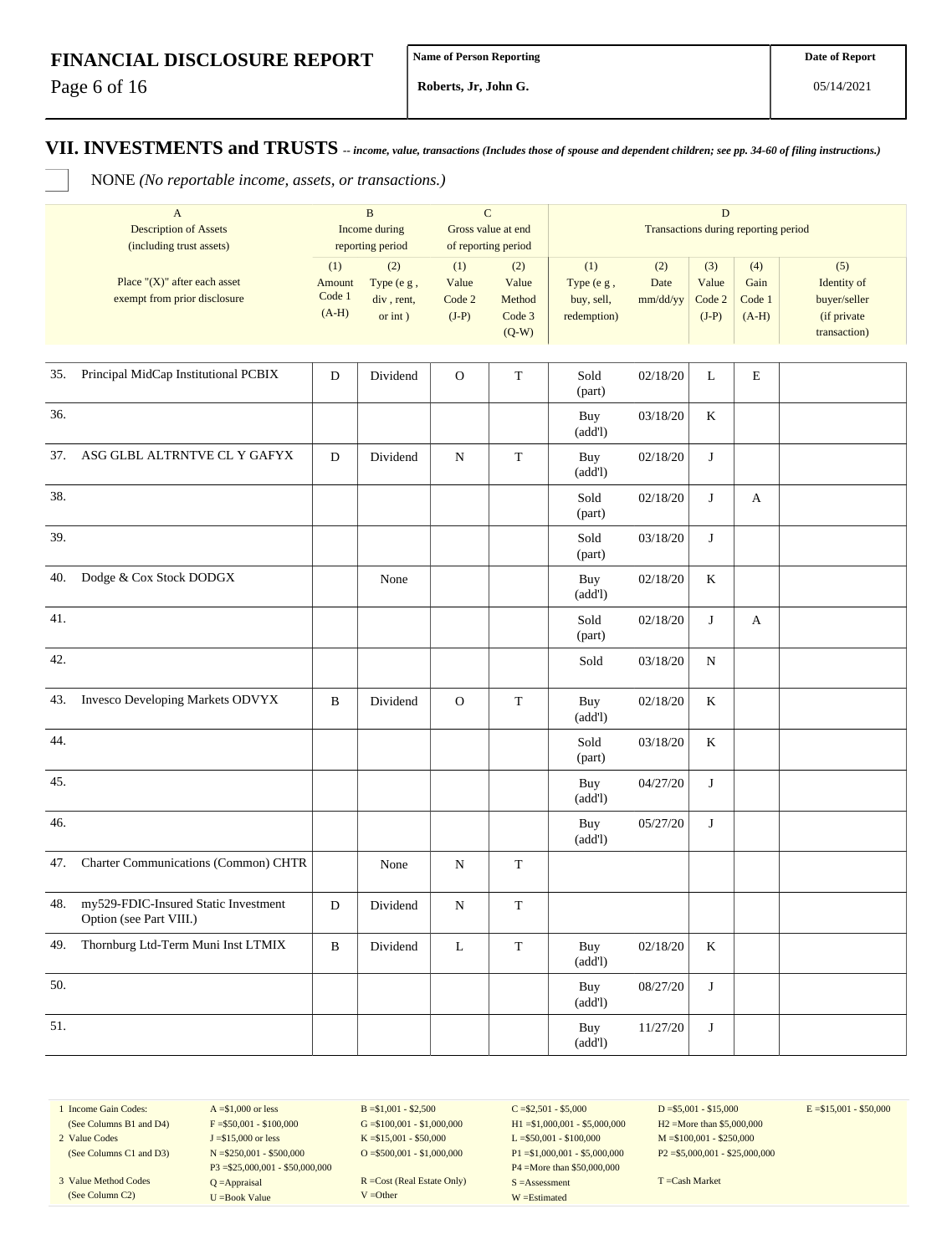## VII. INVESTMENTS and TRUSTS -- *income, value, transactions (Includes those of spouse and dependent children; see pp. 34-60 of filing instructions.)*

NONE *(No reportable income, assets, or transactions.)*

| | A<br>Description of Assets<br>(including trust assets) | B<br>Income during reporting period | | C<br>Gross value at end of reporting period | | D<br>Transactions during reporting period | | | | |
|---|---|---|---|---|---|---|---|---|---|---|
| | Place "(X)" after each asset exempt from prior disclosure | (1)<br>Amount Code 1 (A-H) | (2)<br>Type (e g , div , rent, or int ) | (1)<br>Value Code 2 (J-P) | (2)<br>Value Method Code 3 (Q-W) | (1)<br>Type (e g , buy, sell, redemption) | (2)<br>Date mm/dd/yy | (3)<br>Value Code 2 (J-P) | (4)<br>Gain Code 1 (A-H) | (5)<br>Identity of buyer/seller (if private transaction) |
| 35. | Principal MidCap Institutional PCBIX | D | Dividend | O | T | Sold (part) | 02/18/20 | L | E | |
| 36. | | | | | | Buy (add'l) | 03/18/20 | K | | |
| 37. | ASG GLBL ALTRNTVE CL Y GAFYX | D | Dividend | N | T | Buy (add'l) | 02/18/20 | J | | |
| 38. | | | | | | Sold (part) | 02/18/20 | J | A | |
| 39. | | | | | | Sold (part) | 03/18/20 | J | | |
| 40. | Dodge & Cox Stock DODGX | | None | | | Buy (add'l) | 02/18/20 | K | | |
| 41. | | | | | | Sold (part) | 02/18/20 | J | A | |
| 42. | | | | | | Sold | 03/18/20 | N | | |
| 43. | Invesco Developing Markets ODVYX | B | Dividend | O | T | Buy (add'l) | 02/18/20 | K | | |
| 44. | | | | | | Sold (part) | 03/18/20 | K | | |
| 45. | | | | | | Buy (add'l) | 04/27/20 | J | | |
| 46. | | | | | | Buy (add'l) | 05/27/20 | J | | |
| 47. | Charter Communications (Common) CHTR | | None | N | T | | | | | |
| 48. | my529-FDIC-Insured Static Investment Option (see Part VIII.) | D | Dividend | N | T | | | | | |
| 49. | Thornburg Ltd-Term Muni Inst LTMIX | B | Dividend | L | T | Buy (add'l) | 02/18/20 | K | | |
| 50. | | | | | | Buy (add'l) | 08/27/20 | J | | |
| 51. | | | | | | Buy (add'l) | 11/27/20 | J | | |

| | | | | | |
|---|---|---|---|---|---|
| 1 Income Gain Codes: (See Columns B1 and D4) | A =$1,000 or less<br>F =$50,001 - $100,000 | B =$1,001 - $2,500<br>G =$100,001 - $1,000,000 | C =$2,501 - $5,000<br>H1 =$1,000,001 - $5,000,000 | D =$5,001 - $15,000<br>H2 =More than $5,000,000 | E =$15,001 - $50,000 |
| 2 Value Codes (See Columns C1 and D3) | J =$15,000 or less<br>N =$250,001 - $500,000<br>P3 =$25,000,001 - $50,000,000 | K =$15,001 - $50,000<br>O =$500,001 - $1,000,000 | L =$50,001 - $100,000<br>P1 =$1,000,001 - $5,000,000<br>P4 =More than $50,000,000 | M =$100,001 - $250,000<br>P2 =$5,000,001 - $25,000,000 | |
| 3 Value Method Codes (See Column C2) | Q =Appraisal<br>U =Book Value | R =Cost (Real Estate Only)<br>V =Other | S =Assessment<br>W =Estimated | T =Cash Market | |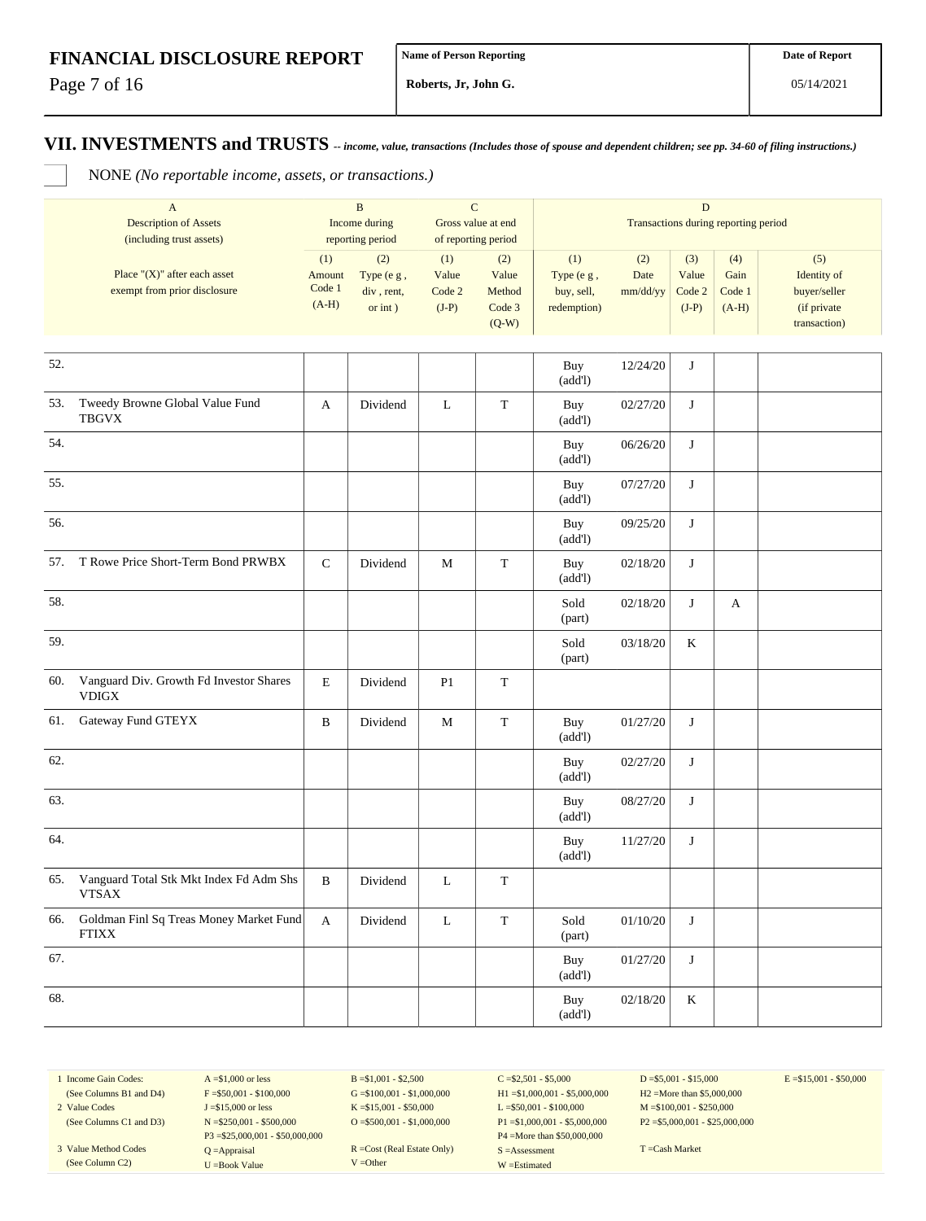## VII. INVESTMENTS and TRUSTS -- *income, value, transactions (Includes those of spouse and dependent children; see pp. 34-60 of filing instructions.)*

☐ NONE *(No reportable income, assets, or transactions.)*

| | A Description of Assets (including trust assets) | B Income during reporting period | | C Gross value at end of reporting period | | D Transactions during reporting period | | | | |
|---|---|---|---|---|---|---|---|---|---|---|
| | Place "(X)" after each asset exempt from prior disclosure | (1) Amount Code 1 (A-H) | (2) Type (e g , div , rent, or int ) | (1) Value Code 2 (J-P) | (2) Value Method Code 3 (Q-W) | (1) Type (e g , buy, sell, redemption) | (2) Date mm/dd/yy | (3) Value Code 2 (J-P) | (4) Gain Code 1 (A-H) | (5) Identity of buyer/seller (if private transaction) |
| 52. | | | | | | Buy (add'l) | 12/24/20 | J | | |
| 53. | Tweedy Browne Global Value Fund TBGVX | A | Dividend | L | T | Buy (add'l) | 02/27/20 | J | | |
| 54. | | | | | | Buy (add'l) | 06/26/20 | J | | |
| 55. | | | | | | Buy (add'l) | 07/27/20 | J | | |
| 56. | | | | | | Buy (add'l) | 09/25/20 | J | | |
| 57. | T Rowe Price Short-Term Bond PRWBX | C | Dividend | M | T | Buy (add'l) | 02/18/20 | J | | |
| 58. | | | | | | Sold (part) | 02/18/20 | J | A | |
| 59. | | | | | | Sold (part) | 03/18/20 | K | | |
| 60. | Vanguard Div. Growth Fd Investor Shares VDIGX | E | Dividend | P1 | T | | | | | |
| 61. | Gateway Fund GTEYX | B | Dividend | M | T | Buy (add'l) | 01/27/20 | J | | |
| 62. | | | | | | Buy (add'l) | 02/27/20 | J | | |
| 63. | | | | | | Buy (add'l) | 08/27/20 | J | | |
| 64. | | | | | | Buy (add'l) | 11/27/20 | J | | |
| 65. | Vanguard Total Stk Mkt Index Fd Adm Shs VTSAX | B | Dividend | L | T | | | | | |
| 66. | Goldman Finl Sq Treas Money Market Fund FTIXX | A | Dividend | L | T | Sold (part) | 01/10/20 | J | | |
| 67. | | | | | | Buy (add'l) | 01/27/20 | J | | |
| 68. | | | | | | Buy (add'l) | 02/18/20 | K | | |

| | | | | | |
|---|---|---|---|---|---|
| 1 Income Gain Codes: (See Columns B1 and D4) | A =$1,000 or less<br>F =$50,001 - $100,000 | B =$1,001 - $2,500<br>G =$100,001 - $1,000,000 | C =$2,501 - $5,000<br>H1 =$1,000,001 - $5,000,000 | D =$5,001 - $15,000<br>H2 =More than $5,000,000 | E =$15,001 - $50,000 |
| 2 Value Codes (See Columns C1 and D3) | J =$15,000 or less<br>N =$250,001 - $500,000<br>P3 =$25,000,001 - $50,000,000 | K =$15,001 - $50,000<br>O =$500,001 - $1,000,000 | L =$50,001 - $100,000<br>P1 =$1,000,001 - $5,000,000<br>P4 =More than $50,000,000 | M =$100,001 - $250,000<br>P2 =$5,000,001 - $25,000,000 | |
| 3 Value Method Codes (See Column C2) | Q =Appraisal<br>U =Book Value | R =Cost (Real Estate Only)<br>V =Other | S =Assessment<br>W =Estimated | T =Cash Market | |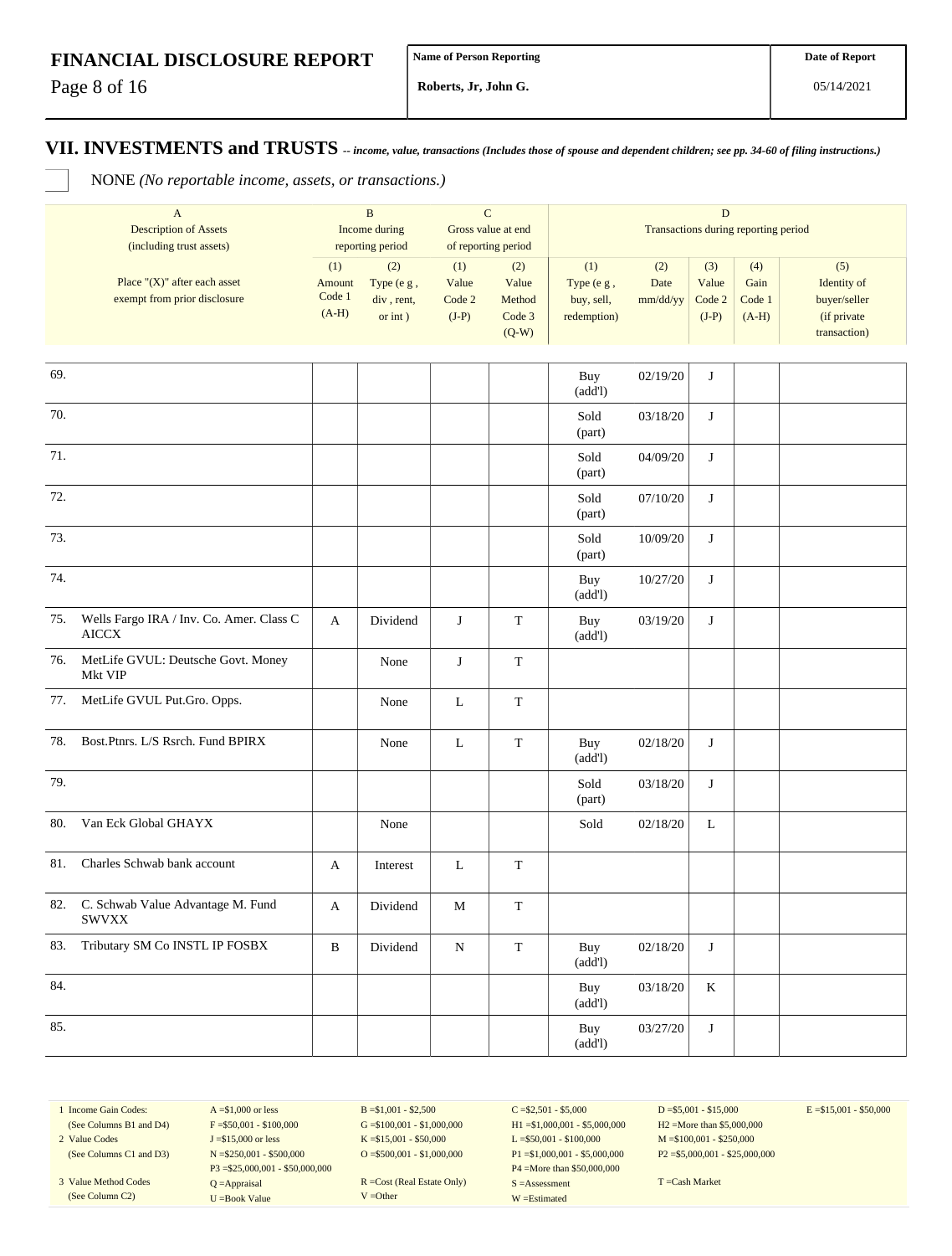| FINANCIAL DISCLOSURE REPORT | Name of Person Reporting | Date of Report |
|---|---|---|
| | Roberts, Jr, John G. | 05/14/2021 |

## VII. INVESTMENTS and TRUSTS *-- income, value, transactions (Includes those of spouse and dependent children; see pp. 34-60 of filing instructions.)*

☐ NONE *(No reportable income, assets, or transactions.)*

| | A Description of Assets (including trust assets) | B Income during reporting period | | C Gross value at end of reporting period | | D Transactions during reporting period | | | | |
|---|---|---|---|---|---|---|---|---|---|---|
| | Place "(X)" after each asset exempt from prior disclosure | (1) Amount Code 1 (A-H) | (2) Type (e g , div , rent, or int ) | (1) Value Code 2 (J-P) | (2) Value Method Code 3 (Q-W) | (1) Type (e g , buy, sell, redemption) | (2) Date mm/dd/yy | (3) Value Code 2 (J-P) | (4) Gain Code 1 (A-H) | (5) Identity of buyer/seller (if private transaction) |
| 69. | | | | | | Buy (add'l) | 02/19/20 | J | | |
| 70. | | | | | | Sold (part) | 03/18/20 | J | | |
| 71. | | | | | | Sold (part) | 04/09/20 | J | | |
| 72. | | | | | | Sold (part) | 07/10/20 | J | | |
| 73. | | | | | | Sold (part) | 10/09/20 | J | | |
| 74. | | | | | | Buy (add'l) | 10/27/20 | J | | |
| 75. | Wells Fargo IRA / Inv. Co. Amer. Class C AICCX | A | Dividend | J | T | Buy (add'l) | 03/19/20 | J | | |
| 76. | MetLife GVUL: Deutsche Govt. Money Mkt VIP | | None | J | T | | | | | |
| 77. | MetLife GVUL Put.Gro. Opps. | | None | L | T | | | | | |
| 78. | Bost.Ptnrs. L/S Rsrch. Fund BPIRX | | None | L | T | Buy (add'l) | 02/18/20 | J | | |
| 79. | | | | | | Sold (part) | 03/18/20 | J | | |
| 80. | Van Eck Global GHAYX | | None | | | Sold | 02/18/20 | L | | |
| 81. | Charles Schwab bank account | A | Interest | L | T | | | | | |
| 82. | C. Schwab Value Advantage M. Fund SWVXX | A | Dividend | M | T | | | | | |
| 83. | Tributary SM Co INSTL IP FOSBX | B | Dividend | N | T | Buy (add'l) | 02/18/20 | J | | |
| 84. | | | | | | Buy (add'l) | 03/18/20 | K | | |
| 85. | | | | | | Buy (add'l) | 03/27/20 | J | | |

| | | | | | |
|---|---|---|---|---|---|
| 1 Income Gain Codes: (See Columns B1 and D4) | A =$1,000 or less | B =$1,001 - $2,500 | C =$2,501 - $5,000 | D =$5,001 - $15,000 | E =$15,001 - $50,000 |
| | F =$50,001 - $100,000 | G =$100,001 - $1,000,000 | H1 =$1,000,001 - $5,000,000 | H2 =More than $5,000,000 | |
| 2 Value Codes (See Columns C1 and D3) | J =$15,000 or less | K =$15,001 - $50,000 | L =$50,001 - $100,000 | M =$100,001 - $250,000 | |
| | N =$250,001 - $500,000 | O =$500,001 - $1,000,000 | P1 =$1,000,001 - $5,000,000 | P2 =$5,000,001 - $25,000,000 | |
| | P3 =$25,000,001 - $50,000,000 | | P4 =More than $50,000,000 | | |
| 3 Value Method Codes (See Column C2) | Q =Appraisal | R =Cost (Real Estate Only) | S =Assessment | T =Cash Market | |
| | U =Book Value | V =Other | W =Estimated | | |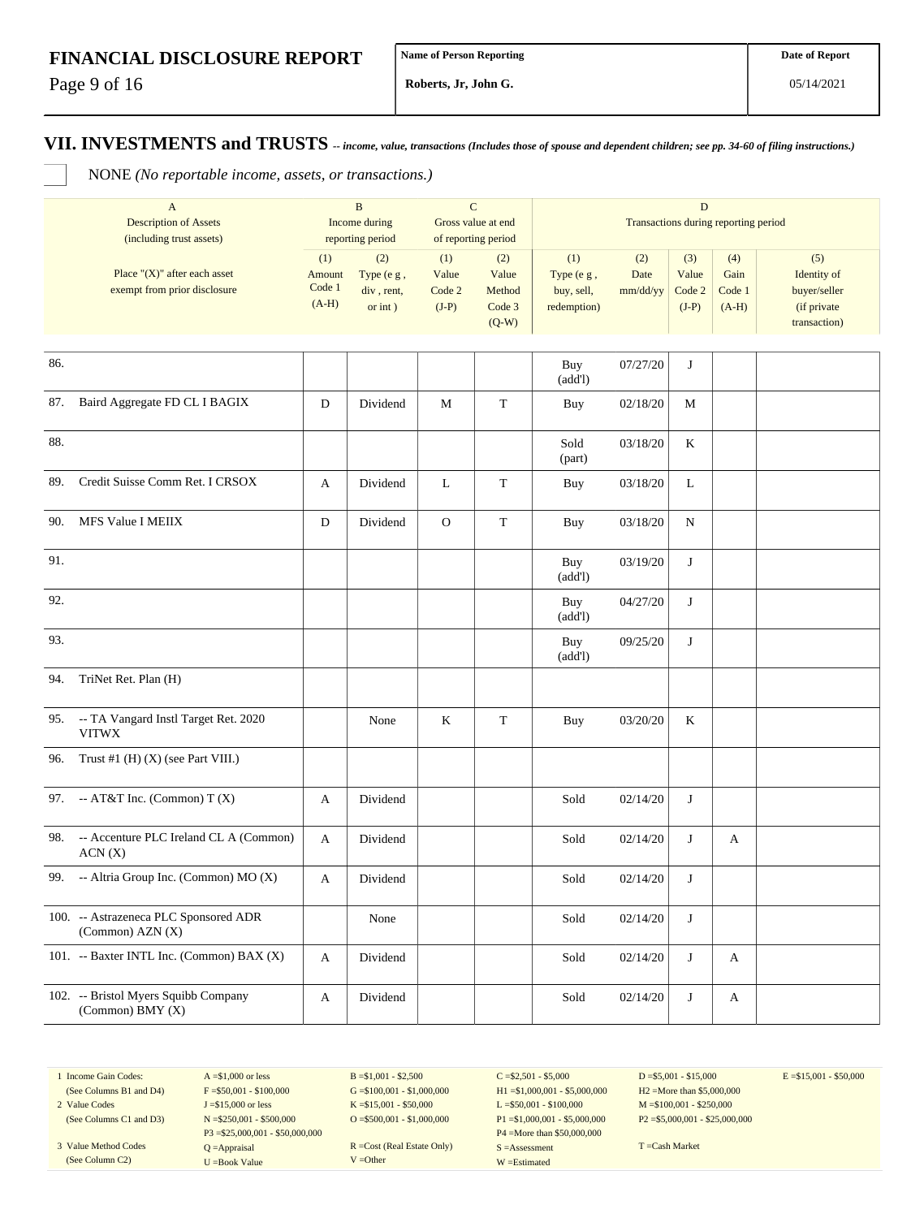**FINANCIAL DISCLOSURE REPORT**

| Name of Person Reporting | Date of Report |
|---|---|
| Roberts, Jr, John G. | 05/14/2021 |

## VII. INVESTMENTS and TRUSTS *-- income, value, transactions (Includes those of spouse and dependent children; see pp. 34-60 of filing instructions.)*

☐ NONE *(No reportable income, assets, or transactions.)*

| A | B | | C | | D | | | | |
|---|---|---|---|---|---|---|---|---|---|
| Description of Assets (including trust assets) | Income during reporting period | | Gross value at end of reporting period | | Transactions during reporting period | | | | |
| Place "(X)" after each asset exempt from prior disclosure | (1) Amount Code 1 (A-H) | (2) Type (e g , div , rent, or int ) | (1) Value Code 2 (J-P) | (2) Value Method Code 3 (Q-W) | (1) Type (e g , buy, sell, redemption) | (2) Date mm/dd/yy | (3) Value Code 2 (J-P) | (4) Gain Code 1 (A-H) | (5) Identity of buyer/seller (if private transaction) |
| 86. | | | | | Buy (add'l) | 07/27/20 | J | | |
| 87. Baird Aggregate FD CL I BAGIX | D | Dividend | M | T | Buy | 02/18/20 | M | | |
| 88. | | | | | Sold (part) | 03/18/20 | K | | |
| 89. Credit Suisse Comm Ret. I CRSOX | A | Dividend | L | T | Buy | 03/18/20 | L | | |
| 90. MFS Value I MEIIX | D | Dividend | O | T | Buy | 03/18/20 | N | | |
| 91. | | | | | Buy (add'l) | 03/19/20 | J | | |
| 92. | | | | | Buy (add'l) | 04/27/20 | J | | |
| 93. | | | | | Buy (add'l) | 09/25/20 | J | | |
| 94. TriNet Ret. Plan (H) | | | | | | | | | |
| 95. -- TA Vangard Instl Target Ret. 2020 VITWX | | None | K | T | Buy | 03/20/20 | K | | |
| 96. Trust #1 (H) (X) (see Part VIII.) | | | | | | | | | |
| 97. -- AT&T Inc. (Common) T (X) | A | Dividend | | | Sold | 02/14/20 | J | | |
| 98. -- Accenture PLC Ireland CL A (Common) ACN (X) | A | Dividend | | | Sold | 02/14/20 | J | A | |
| 99. -- Altria Group Inc. (Common) MO (X) | A | Dividend | | | Sold | 02/14/20 | J | | |
| 100. -- Astrazeneca PLC Sponsored ADR (Common) AZN (X) | | None | | | Sold | 02/14/20 | J | | |
| 101. -- Baxter INTL Inc. (Common) BAX (X) | A | Dividend | | | Sold | 02/14/20 | J | A | |
| 102. -- Bristol Myers Squibb Company (Common) BMY (X) | A | Dividend | | | Sold | 02/14/20 | J | A | |

| | | | | | |
|---|---|---|---|---|---|
| 1 Income Gain Codes: (See Columns B1 and D4) | A =$1,000 or less<br>F =$50,001 - $100,000 | B =$1,001 - $2,500<br>G =$100,001 - $1,000,000 | C =$2,501 - $5,000<br>H1 =$1,000,001 - $5,000,000 | D =$5,001 - $15,000<br>H2 =More than $5,000,000 | E =$15,001 - $50,000 |
| 2 Value Codes (See Columns C1 and D3) | J =$15,000 or less<br>N =$250,001 - $500,000<br>P3 =$25,000,001 - $50,000,000 | K =$15,001 - $50,000<br>O =$500,001 - $1,000,000 | L =$50,001 - $100,000<br>P1 =$1,000,001 - $5,000,000<br>P4 =More than $50,000,000 | M =$100,001 - $250,000<br>P2 =$5,000,001 - $25,000,000 | |
| 3 Value Method Codes (See Column C2) | Q =Appraisal<br>U =Book Value | R =Cost (Real Estate Only)<br>V =Other | S =Assessment<br>W =Estimated | T =Cash Market | |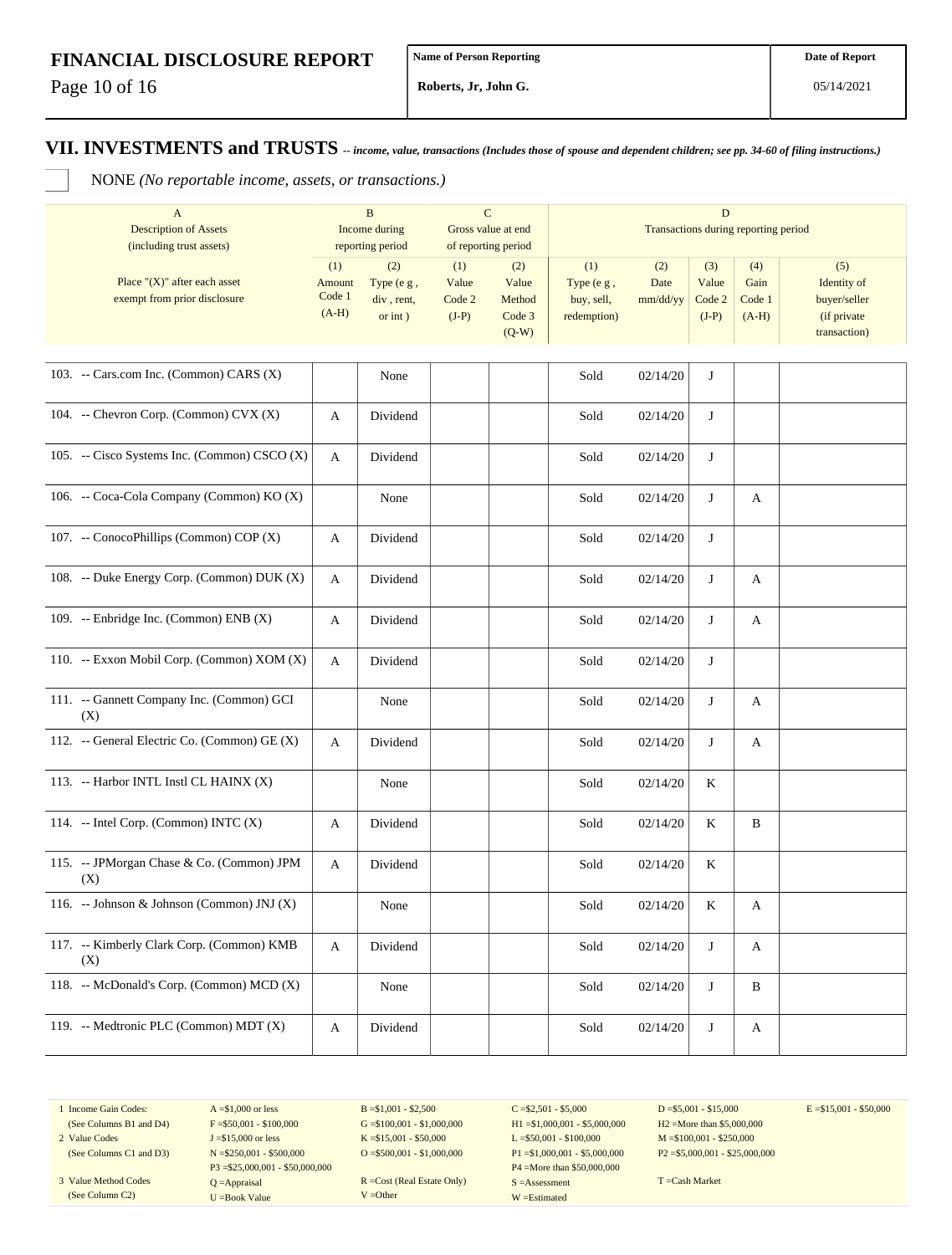| FINANCIAL DISCLOSURE REPORT | Name of Person Reporting | Date of Report |
|---|---|---|
| | Roberts, Jr, John G. | 05/14/2021 |

## VII. INVESTMENTS and TRUSTS *-- income, value, transactions (Includes those of spouse and dependent children; see pp. 34-60 of filing instructions.)*

☐ NONE *(No reportable income, assets, or transactions.)*

| A<br>Description of Assets<br>(including trust assets) | B<br>Income during<br>reporting period | | C<br>Gross value at end<br>of reporting period | | D<br>Transactions during reporting period | | | | |
|---|---|---|---|---|---|---|---|---|---|
| Place "(X)" after each asset exempt from prior disclosure | (1)<br>Amount<br>Code 1<br>(A-H) | (2)<br>Type (e g ,<br>div , rent,<br>or int ) | (1)<br>Value<br>Code 2<br>(J-P) | (2)<br>Value<br>Method<br>Code 3<br>(Q-W) | (1)<br>Type (e g ,<br>buy, sell,<br>redemption) | (2)<br>Date<br>mm/dd/yy | (3)<br>Value<br>Code 2<br>(J-P) | (4)<br>Gain<br>Code 1<br>(A-H) | (5)<br>Identity of<br>buyer/seller<br>(if private<br>transaction) |
| 103. -- Cars.com Inc. (Common) CARS (X) | | None | | | Sold | 02/14/20 | J | | |
| 104. -- Chevron Corp. (Common) CVX (X) | A | Dividend | | | Sold | 02/14/20 | J | | |
| 105. -- Cisco Systems Inc. (Common) CSCO (X) | A | Dividend | | | Sold | 02/14/20 | J | | |
| 106. -- Coca-Cola Company (Common) KO (X) | | None | | | Sold | 02/14/20 | J | A | |
| 107. -- ConocoPhillips (Common) COP (X) | A | Dividend | | | Sold | 02/14/20 | J | | |
| 108. -- Duke Energy Corp. (Common) DUK (X) | A | Dividend | | | Sold | 02/14/20 | J | A | |
| 109. -- Enbridge Inc. (Common) ENB (X) | A | Dividend | | | Sold | 02/14/20 | J | A | |
| 110. -- Exxon Mobil Corp. (Common) XOM (X) | A | Dividend | | | Sold | 02/14/20 | J | | |
| 111. -- Gannett Company Inc. (Common) GCI (X) | | None | | | Sold | 02/14/20 | J | A | |
| 112. -- General Electric Co. (Common) GE (X) | A | Dividend | | | Sold | 02/14/20 | J | A | |
| 113. -- Harbor INTL Instl CL HAINX (X) | | None | | | Sold | 02/14/20 | K | | |
| 114. -- Intel Corp. (Common) INTC (X) | A | Dividend | | | Sold | 02/14/20 | K | B | |
| 115. -- JPMorgan Chase & Co. (Common) JPM (X) | A | Dividend | | | Sold | 02/14/20 | K | | |
| 116. -- Johnson & Johnson (Common) JNJ (X) | | None | | | Sold | 02/14/20 | K | A | |
| 117. -- Kimberly Clark Corp. (Common) KMB (X) | A | Dividend | | | Sold | 02/14/20 | J | A | |
| 118. -- McDonald's Corp. (Common) MCD (X) | | None | | | Sold | 02/14/20 | J | B | |
| 119. -- Medtronic PLC (Common) MDT (X) | A | Dividend | | | Sold | 02/14/20 | J | A | |

| | | | | | |
|---|---|---|---|---|---|
| 1 Income Gain Codes:<br>(See Columns B1 and D4) | A =$1,000 or less<br>F =$50,001 - $100,000 | B =$1,001 - $2,500<br>G =$100,001 - $1,000,000 | C =$2,501 - $5,000<br>H1 =$1,000,001 - $5,000,000 | D =$5,001 - $15,000<br>H2 =More than $5,000,000 | E =$15,001 - $50,000 |
| 2 Value Codes<br>(See Columns C1 and D3) | J =$15,000 or less<br>N =$250,001 - $500,000<br>P3 =$25,000,001 - $50,000,000 | K =$15,001 - $50,000<br>O =$500,001 - $1,000,000 | L =$50,001 - $100,000<br>P1 =$1,000,001 - $5,000,000<br>P4 =More than $50,000,000 | M =$100,001 - $250,000<br>P2 =$5,000,001 - $25,000,000 | |
| 3 Value Method Codes<br>(See Column C2) | Q =Appraisal<br>U =Book Value | R =Cost (Real Estate Only)<br>V =Other | S =Assessment<br>W =Estimated | T =Cash Market | |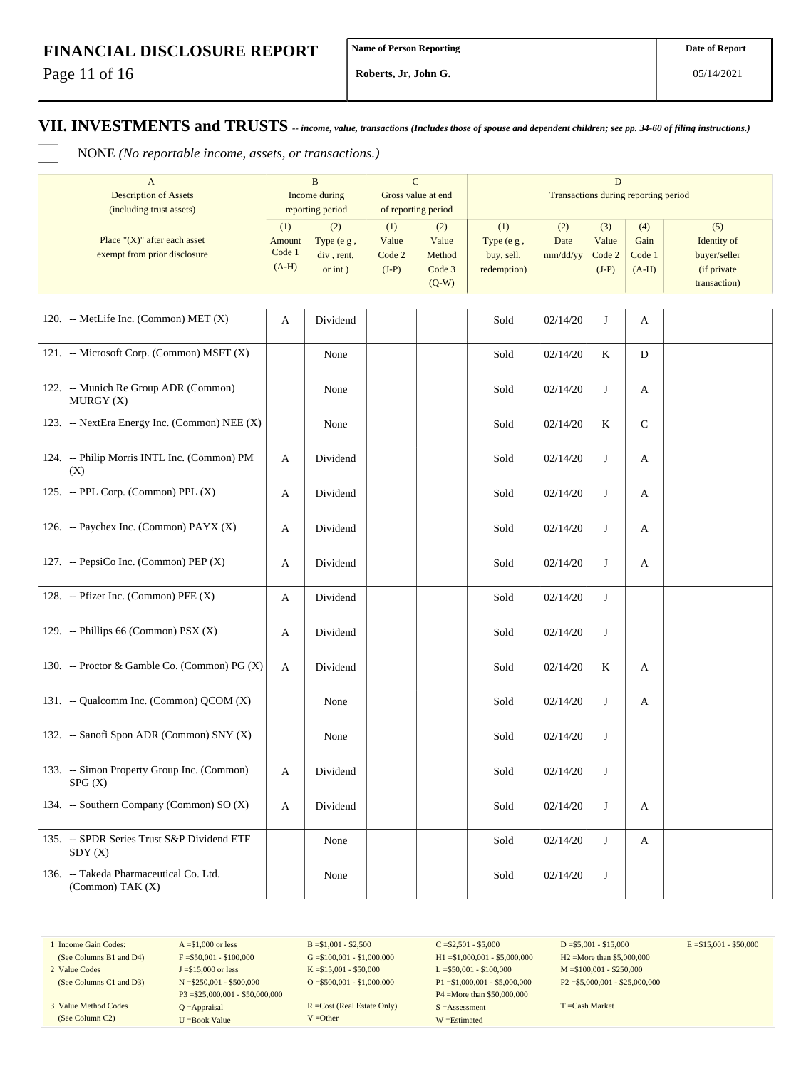## VII. INVESTMENTS and TRUSTS -- *income, value, transactions (Includes those of spouse and dependent children; see pp. 34-60 of filing instructions.)*

NONE *(No reportable income, assets, or transactions.)*

| | A | B | | C | | D | | | | |
|---|---|---|---|---|---|---|---|---|---|---|
| | Description of Assets (including trust assets) | Income during reporting period | | Gross value at end of reporting period | | Transactions during reporting period | | | | |
| | Place "(X)" after each asset exempt from prior disclosure | (1) Amount Code 1 (A-H) | (2) Type (e g , div , rent, or int ) | (1) Value Code 2 (J-P) | (2) Value Method Code 3 (Q-W) | (1) Type (e g , buy, sell, redemption) | (2) Date mm/dd/yy | (3) Value Code 2 (J-P) | (4) Gain Code 1 (A-H) | (5) Identity of buyer/seller (if private transaction) |
| 120. | -- MetLife Inc. (Common) MET (X) | A | Dividend | | | Sold | 02/14/20 | J | A | |
| 121. | -- Microsoft Corp. (Common) MSFT (X) | | None | | | Sold | 02/14/20 | K | D | |
| 122. | -- Munich Re Group ADR (Common) MURGY (X) | | None | | | Sold | 02/14/20 | J | A | |
| 123. | -- NextEra Energy Inc. (Common) NEE (X) | | None | | | Sold | 02/14/20 | K | C | |
| 124. | -- Philip Morris INTL Inc. (Common) PM (X) | A | Dividend | | | Sold | 02/14/20 | J | A | |
| 125. | -- PPL Corp. (Common) PPL (X) | A | Dividend | | | Sold | 02/14/20 | J | A | |
| 126. | -- Paychex Inc. (Common) PAYX (X) | A | Dividend | | | Sold | 02/14/20 | J | A | |
| 127. | -- PepsiCo Inc. (Common) PEP (X) | A | Dividend | | | Sold | 02/14/20 | J | A | |
| 128. | -- Pfizer Inc. (Common) PFE (X) | A | Dividend | | | Sold | 02/14/20 | J | | |
| 129. | -- Phillips 66 (Common) PSX (X) | A | Dividend | | | Sold | 02/14/20 | J | | |
| 130. | -- Proctor & Gamble Co. (Common) PG (X) | A | Dividend | | | Sold | 02/14/20 | K | A | |
| 131. | -- Qualcomm Inc. (Common) QCOM (X) | | None | | | Sold | 02/14/20 | J | A | |
| 132. | -- Sanofi Spon ADR (Common) SNY (X) | | None | | | Sold | 02/14/20 | J | | |
| 133. | -- Simon Property Group Inc. (Common) SPG (X) | A | Dividend | | | Sold | 02/14/20 | J | | |
| 134. | -- Southern Company (Common) SO (X) | A | Dividend | | | Sold | 02/14/20 | J | A | |
| 135. | -- SPDR Series Trust S&P Dividend ETF SDY (X) | | None | | | Sold | 02/14/20 | J | A | |
| 136. | -- Takeda Pharmaceutical Co. Ltd. (Common) TAK (X) | | None | | | Sold | 02/14/20 | J | | |

| | | | | | |
|---|---|---|---|---|---|
| 1 Income Gain Codes: (See Columns B1 and D4) | A =$1,000 or less<br>F =$50,001 - $100,000 | B =$1,001 - $2,500<br>G =$100,001 - $1,000,000 | C =$2,501 - $5,000<br>H1 =$1,000,001 - $5,000,000 | D =$5,001 - $15,000<br>H2 =More than $5,000,000 | E =$15,001 - $50,000 |
| 2 Value Codes (See Columns C1 and D3) | J =$15,000 or less<br>N =$250,001 - $500,000<br>P3 =$25,000,001 - $50,000,000 | K =$15,001 - $50,000<br>O =$500,001 - $1,000,000 | L =$50,001 - $100,000<br>P1 =$1,000,001 - $5,000,000<br>P4 =More than $50,000,000 | M =$100,001 - $250,000<br>P2 =$5,000,001 - $25,000,000 | |
| 3 Value Method Codes (See Column C2) | Q =Appraisal<br>U =Book Value | R =Cost (Real Estate Only)<br>V =Other | S =Assessment<br>W =Estimated | T =Cash Market | |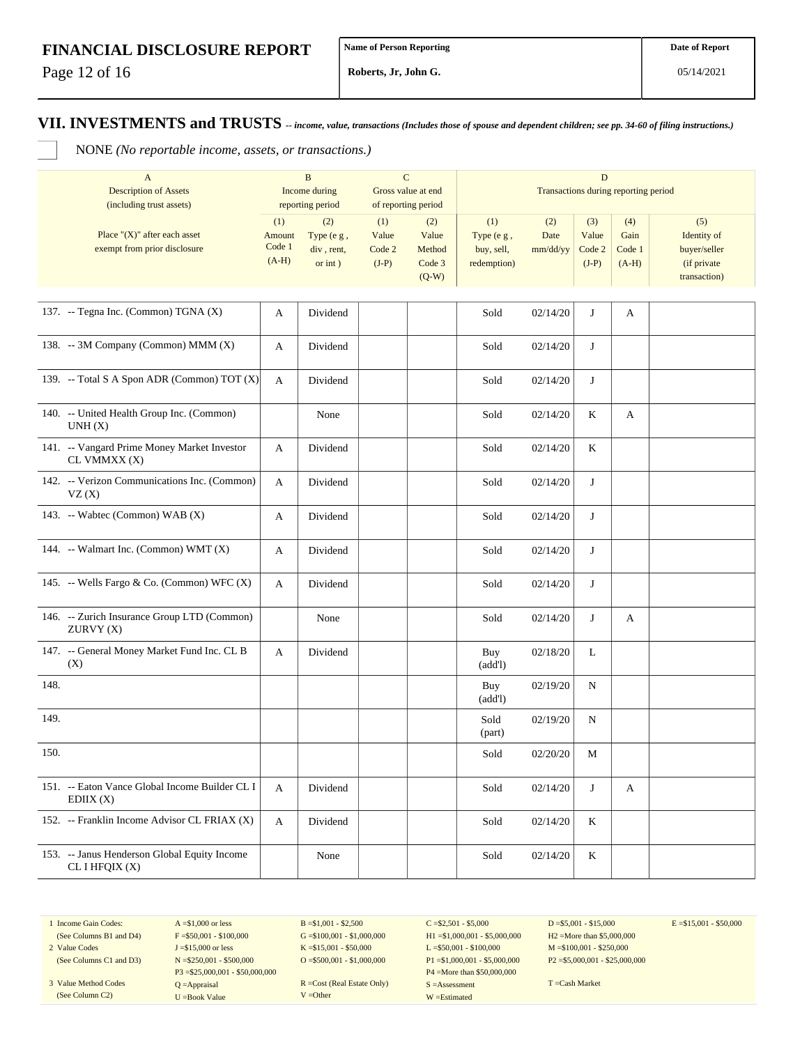# FINANCIAL DISCLOSURE REPORT

| Name of Person Reporting | Date of Report |
|---|---|
| Roberts, Jr, John G. | 05/14/2021 |

## VII. INVESTMENTS and TRUSTS *-- income, value, transactions (Includes those of spouse and dependent children; see pp. 34-60 of filing instructions.)*

☐ NONE *(No reportable income, assets, or transactions.)*

| A | B | | C | | D | | | | |
|---|---|---|---|---|---|---|---|---|---|
| Description of Assets (including trust assets) | Income during reporting period | | Gross value at end of reporting period | | Transactions during reporting period | | | | |
| Place "(X)" after each asset exempt from prior disclosure | (1) Amount Code 1 (A-H) | (2) Type (e g , div , rent, or int ) | (1) Value Code 2 (J-P) | (2) Value Method Code 3 (Q-W) | (1) Type (e g , buy, sell, redemption) | (2) Date mm/dd/yy | (3) Value Code 2 (J-P) | (4) Gain Code 1 (A-H) | (5) Identity of buyer/seller (if private transaction) |
| 137. -- Tegna Inc. (Common) TGNA (X) | A | Dividend | | | Sold | 02/14/20 | J | A | |
| 138. -- 3M Company (Common) MMM (X) | A | Dividend | | | Sold | 02/14/20 | J | | |
| 139. -- Total S A Spon ADR (Common) TOT (X) | A | Dividend | | | Sold | 02/14/20 | J | | |
| 140. -- United Health Group Inc. (Common) UNH (X) | | None | | | Sold | 02/14/20 | K | A | |
| 141. -- Vangard Prime Money Market Investor CL VMMXX (X) | A | Dividend | | | Sold | 02/14/20 | K | | |
| 142. -- Verizon Communications Inc. (Common) VZ (X) | A | Dividend | | | Sold | 02/14/20 | J | | |
| 143. -- Wabtec (Common) WAB (X) | A | Dividend | | | Sold | 02/14/20 | J | | |
| 144. -- Walmart Inc. (Common) WMT (X) | A | Dividend | | | Sold | 02/14/20 | J | | |
| 145. -- Wells Fargo & Co. (Common) WFC (X) | A | Dividend | | | Sold | 02/14/20 | J | | |
| 146. -- Zurich Insurance Group LTD (Common) ZURVY (X) | | None | | | Sold | 02/14/20 | J | A | |
| 147. -- General Money Market Fund Inc. CL B (X) | A | Dividend | | | Buy (add'l) | 02/18/20 | L | | |
| 148. | | | | | Buy (add'l) | 02/19/20 | N | | |
| 149. | | | | | Sold (part) | 02/19/20 | N | | |
| 150. | | | | | Sold | 02/20/20 | M | | |
| 151. -- Eaton Vance Global Income Builder CL I EDIIX (X) | A | Dividend | | | Sold | 02/14/20 | J | A | |
| 152. -- Franklin Income Advisor CL FRIAX (X) | A | Dividend | | | Sold | 02/14/20 | K | | |
| 153. -- Janus Henderson Global Equity Income CL I HFQIX (X) | | None | | | Sold | 02/14/20 | K | | |

| | | | | | |
|---|---|---|---|---|---|
| 1 Income Gain Codes: (See Columns B1 and D4) | A =$1,000 or less<br>F =$50,001 - $100,000 | B =$1,001 - $2,500<br>G =$100,001 - $1,000,000 | C =$2,501 - $5,000<br>H1 =$1,000,001 - $5,000,000 | D =$5,001 - $15,000<br>H2 =More than $5,000,000 | E =$15,001 - $50,000 |
| 2 Value Codes (See Columns C1 and D3) | J =$15,000 or less<br>N =$250,001 - $500,000<br>P3 =$25,000,001 - $50,000,000 | K =$15,001 - $50,000<br>O =$500,001 - $1,000,000 | L =$50,001 - $100,000<br>P1 =$1,000,001 - $5,000,000<br>P4 =More than $50,000,000 | M =$100,001 - $250,000<br>P2 =$5,000,001 - $25,000,000 | |
| 3 Value Method Codes (See Column C2) | Q =Appraisal<br>U =Book Value | R =Cost (Real Estate Only)<br>V =Other | S =Assessment<br>W =Estimated | T =Cash Market | |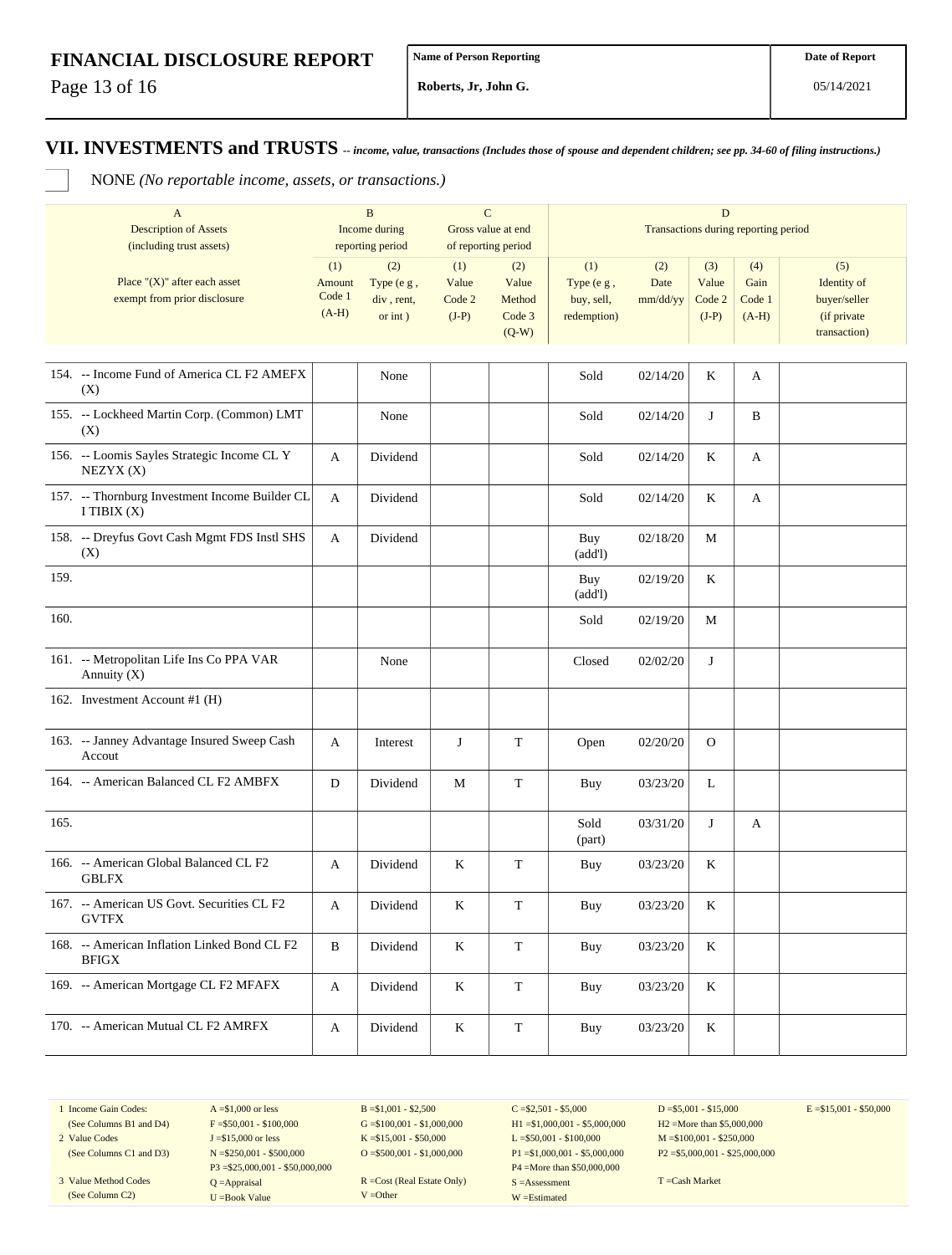## VII. INVESTMENTS and TRUSTS

*-- income, value, transactions (Includes those of spouse and dependent children; see pp. 34-60 of filing instructions.)*

NONE *(No reportable income, assets, or transactions.)*

| A | B | | C | | D | | | | |
|---|---|---|---|---|---|---|---|---|---|
| Description of Assets (including trust assets) | Income during reporting period | | Gross value at end of reporting period | | Transactions during reporting period | | | | |
| Place "(X)" after each asset exempt from prior disclosure | (1) Amount Code 1 (A-H) | (2) Type (e g , div , rent, or int ) | (1) Value Code 2 (J-P) | (2) Value Method Code 3 (Q-W) | (1) Type (e g , buy, sell, redemption) | (2) Date mm/dd/yy | (3) Value Code 2 (J-P) | (4) Gain Code 1 (A-H) | (5) Identity of buyer/seller (if private transaction) |
| 154. -- Income Fund of America CL F2 AMEFX (X) | | None | | | Sold | 02/14/20 | K | A | |
| 155. -- Lockheed Martin Corp. (Common) LMT (X) | | None | | | Sold | 02/14/20 | J | B | |
| 156. -- Loomis Sayles Strategic Income CL Y NEZYX (X) | A | Dividend | | | Sold | 02/14/20 | K | A | |
| 157. -- Thornburg Investment Income Builder CL I TIBIX (X) | A | Dividend | | | Sold | 02/14/20 | K | A | |
| 158. -- Dreyfus Govt Cash Mgmt FDS Instl SHS (X) | A | Dividend | | | Buy (add'l) | 02/18/20 | M | | |
| 159. | | | | | Buy (add'l) | 02/19/20 | K | | |
| 160. | | | | | Sold | 02/19/20 | M | | |
| 161. -- Metropolitan Life Ins Co PPA VAR Annuity (X) | | None | | | Closed | 02/02/20 | J | | |
| 162. Investment Account #1 (H) | | | | | | | | | |
| 163. -- Janney Advantage Insured Sweep Cash Accout | A | Interest | J | T | Open | 02/20/20 | O | | |
| 164. -- American Balanced CL F2 AMBFX | D | Dividend | M | T | Buy | 03/23/20 | L | | |
| 165. | | | | | Sold (part) | 03/31/20 | J | A | |
| 166. -- American Global Balanced CL F2 GBLFX | A | Dividend | K | T | Buy | 03/23/20 | K | | |
| 167. -- American US Govt. Securities CL F2 GVTFX | A | Dividend | K | T | Buy | 03/23/20 | K | | |
| 168. -- American Inflation Linked Bond CL F2 BFIGX | B | Dividend | K | T | Buy | 03/23/20 | K | | |
| 169. -- American Mortgage CL F2 MFAFX | A | Dividend | K | T | Buy | 03/23/20 | K | | |
| 170. -- American Mutual CL F2 AMRFX | A | Dividend | K | T | Buy | 03/23/20 | K | | |

1 Income Gain Codes: (See Columns B1 and D4) — A =$1,000 or less; B =$1,001 - $2,500; C =$2,501 - $5,000; D =$5,001 - $15,000; E =$15,001 - $50,000; F =$50,001 - $100,000; G =$100,001 - $1,000,000; H1 =$1,000,001 - $5,000,000; H2 =More than $5,000,000

2 Value Codes (See Columns C1 and D3) — J =$15,000 or less; K =$15,001 - $50,000; L =$50,001 - $100,000; M =$100,001 - $250,000; N =$250,001 - $500,000; O =$500,001 - $1,000,000; P1 =$1,000,001 - $5,000,000; P2 =$5,000,001 - $25,000,000; P3 =$25,000,001 - $50,000,000; P4 =More than $50,000,000

3 Value Method Codes (See Column C2) — Q =Appraisal; R =Cost (Real Estate Only); S =Assessment; T =Cash Market; U =Book Value; V =Other; W =Estimated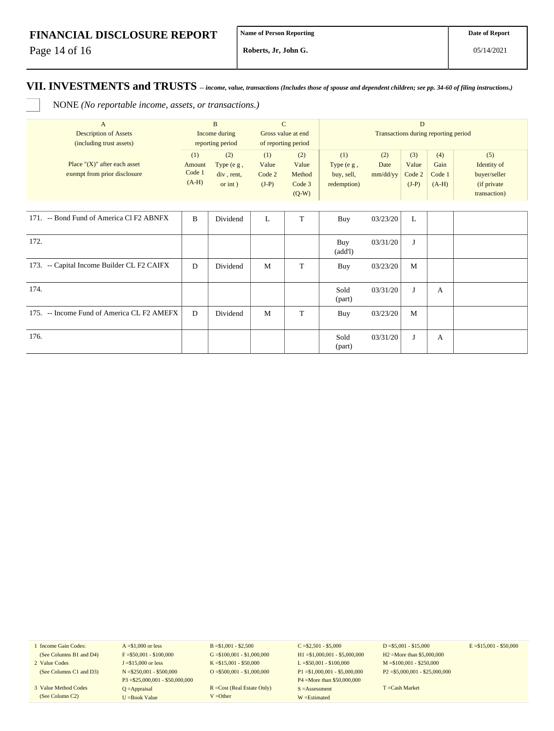# FINANCIAL DISCLOSURE REPORT

| Name of Person Reporting | Date of Report |
|---|---|
| Roberts, Jr, John G. | 05/14/2021 |

## VII. INVESTMENTS and TRUSTS *-- income, value, transactions (Includes those of spouse and dependent children; see pp. 34-60 of filing instructions.)*

☐ NONE *(No reportable income, assets, or transactions.)*

| A Description of Assets (including trust assets) | B Income during reporting period | | C Gross value at end of reporting period | | D Transactions during reporting period | | | | |
|---|---|---|---|---|---|---|---|---|---|
| Place "(X)" after each asset exempt from prior disclosure | (1) Amount Code 1 (A-H) | (2) Type (e g , div , rent, or int ) | (1) Value Code 2 (J-P) | (2) Value Method Code 3 (Q-W) | (1) Type (e g , buy, sell, redemption) | (2) Date mm/dd/yy | (3) Value Code 2 (J-P) | (4) Gain Code 1 (A-H) | (5) Identity of buyer/seller (if private transaction) |
| 171. -- Bond Fund of America Cl F2 ABNFX | B | Dividend | L | T | Buy | 03/23/20 | L | | |
| 172. | | | | | Buy (add'l) | 03/31/20 | J | | |
| 173. -- Capital Income Builder CL F2 CAIFX | D | Dividend | M | T | Buy | 03/23/20 | M | | |
| 174. | | | | | Sold (part) | 03/31/20 | J | A | |
| 175. -- Income Fund of America CL F2 AMEFX | D | Dividend | M | T | Buy | 03/23/20 | M | | |
| 176. | | | | | Sold (part) | 03/31/20 | J | A | |

1 Income Gain Codes: (See Columns B1 and D4) A =$1,000 or less; B =$1,001 - $2,500; C =$2,501 - $5,000; D =$5,001 - $15,000; E =$15,001 - $50,000; F =$50,001 - $100,000; G =$100,001 - $1,000,000; H1 =$1,000,001 - $5,000,000; H2 =More than $5,000,000

2 Value Codes (See Columns C1 and D3) J =$15,000 or less; K =$15,001 - $50,000; L =$50,001 - $100,000; M =$100,001 - $250,000; N =$250,001 - $500,000; O =$500,001 - $1,000,000; P1 =$1,000,001 - $5,000,000; P2 =$5,000,001 - $25,000,000; P3 =$25,000,001 - $50,000,000; P4 =More than $50,000,000

3 Value Method Codes (See Column C2) Q =Appraisal; R =Cost (Real Estate Only); S =Assessment; T =Cash Market; U =Book Value; V =Other; W =Estimated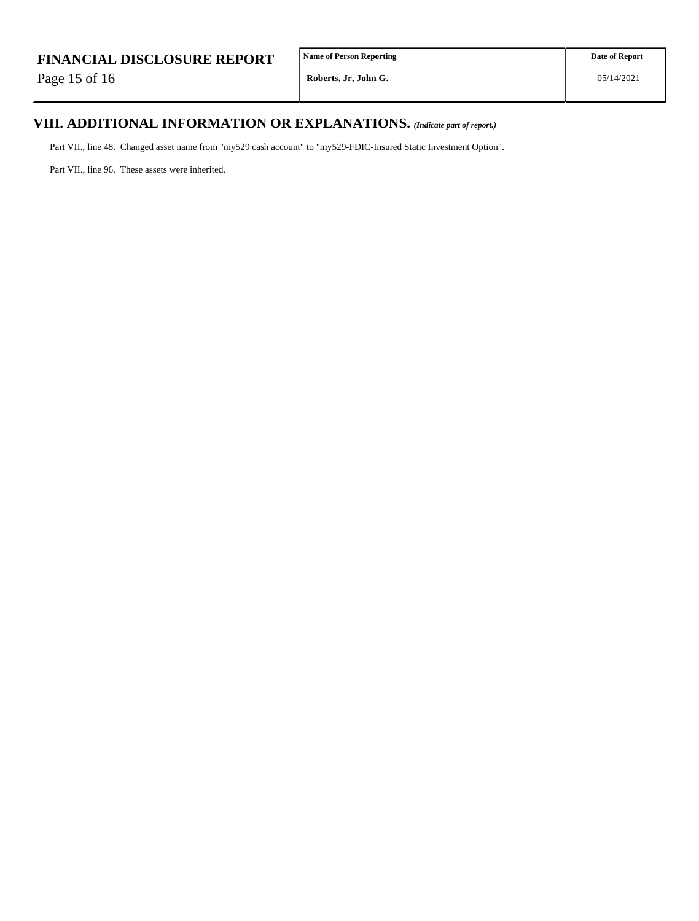## VIII. ADDITIONAL INFORMATION OR EXPLANATIONS. *(Indicate part of report.)*

Part VII., line 48. Changed asset name from "my529 cash account" to "my529-FDIC-Insured Static Investment Option".

Part VII., line 96. These assets were inherited.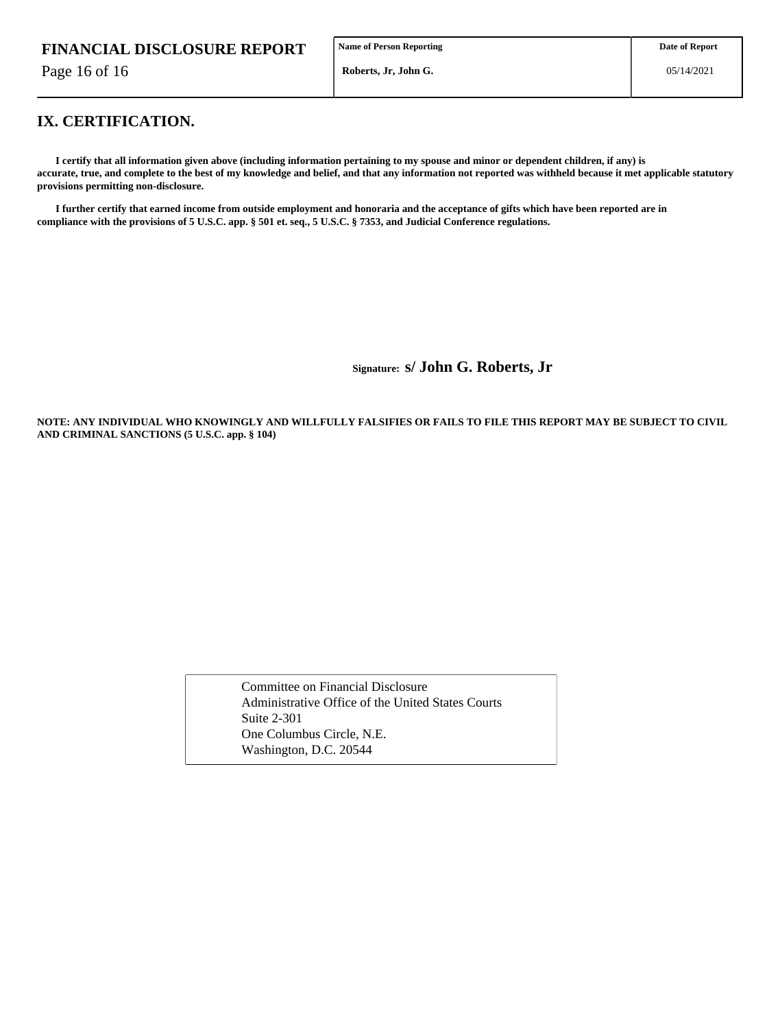**FINANCIAL DISCLOSURE REPORT**

| Name of Person Reporting | Date of Report |
| --- | --- |
| Roberts, Jr, John G. | 05/14/2021 |

## IX. CERTIFICATION.

**I certify that all information given above (including information pertaining to my spouse and minor or dependent children, if any) is accurate, true, and complete to the best of my knowledge and belief, and that any information not reported was withheld because it met applicable statutory provisions permitting non-disclosure.**

**I further certify that earned income from outside employment and honoraria and the acceptance of gifts which have been reported are in compliance with the provisions of 5 U.S.C. app. § 501 et. seq., 5 U.S.C. § 7353, and Judicial Conference regulations.**

**Signature: s/ John G. Roberts, Jr**

**NOTE: ANY INDIVIDUAL WHO KNOWINGLY AND WILLFULLY FALSIFIES OR FAILS TO FILE THIS REPORT MAY BE SUBJECT TO CIVIL AND CRIMINAL SANCTIONS (5 U.S.C. app. § 104)**

Committee on Financial Disclosure
Administrative Office of the United States Courts
Suite 2-301
One Columbus Circle, N.E.
Washington, D.C. 20544